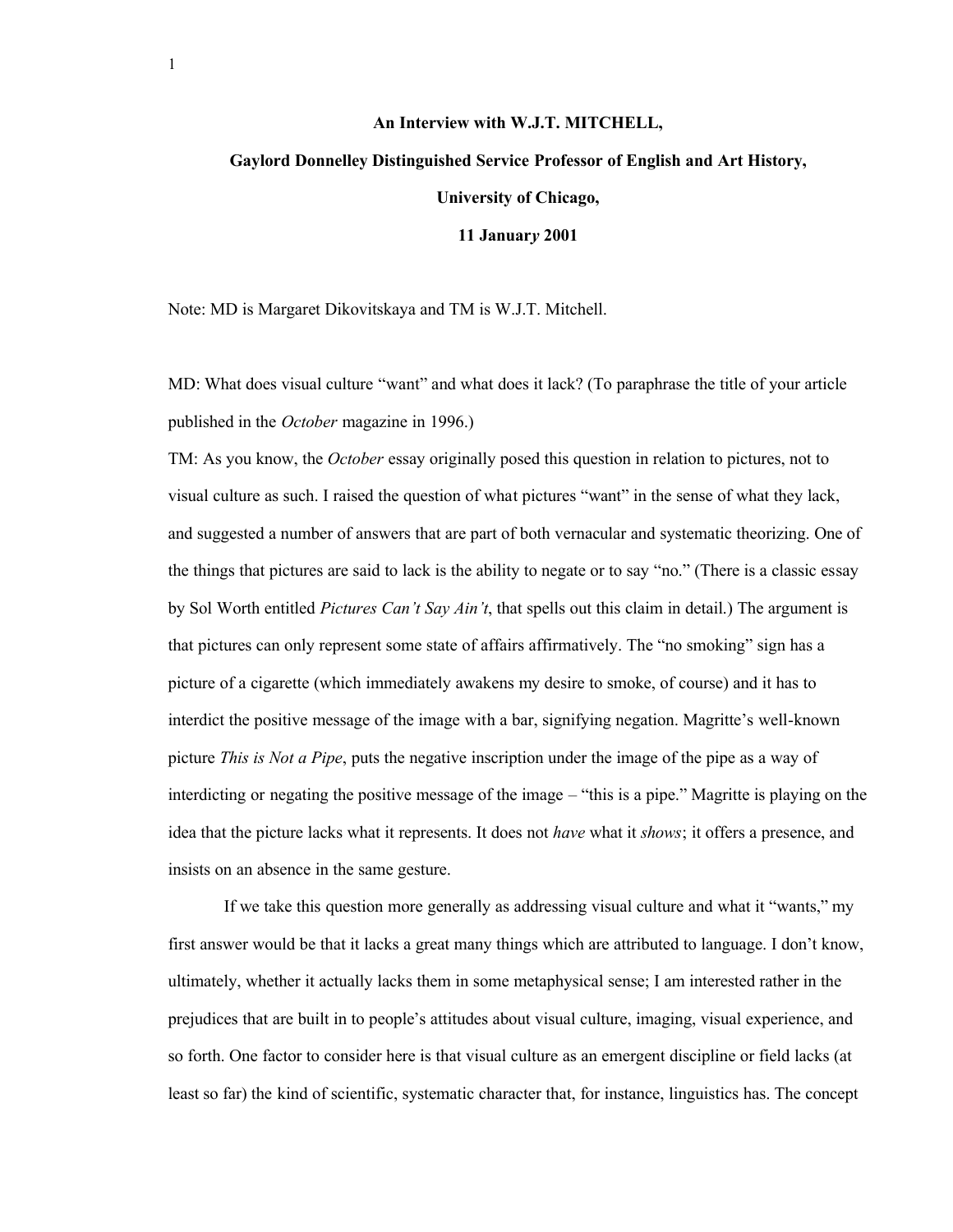**An Interview with W.J.T. MITCHELL,**

**Gaylord Donnelley Distinguished Service Professor of English and Art History,**

**University of Chicago,**

**11 January 2001**

Note: MD is Margaret Dikovitskaya and TM is W.J.T. Mitchell.

MD: What does visual culture "want" and what does it lack? (To paraphrase the title of your article published in the *October* magazine in 1996.)

TM: As you know, the *October* essay originally posed this question in relation to pictures, not to visual culture as such. I raised the question of what pictures "want" in the sense of what they lack, and suggested a number of answers that are part of both vernacular and systematic theorizing. One of the things that pictures are said to lack is the ability to negate or to say "no." (There is a classic essay by Sol Worth entitled *Pictures Can't Say Ain't*, that spells out this claim in detail.) The argument is that pictures can only represent some state of affairs affirmatively. The "no smoking" sign has a picture of a cigarette (which immediately awakens my desire to smoke, of course) and it has to interdict the positive message of the image with a bar, signifying negation. Magritte's well-known picture *This is Not a Pipe*, puts the negative inscription under the image of the pipe as a way of interdicting or negating the positive message of the image – "this is a pipe." Magritte is playing on the idea that the picture lacks what it represents. It does not *have* what it *shows*; it offers a presence, and insists on an absence in the same gesture.

If we take this question more generally as addressing visual culture and what it "wants," my first answer would be that it lacks a great many things which are attributed to language. I don't know, ultimately, whether it actually lacks them in some metaphysical sense; I am interested rather in the prejudices that are built in to people's attitudes about visual culture, imaging, visual experience, and so forth. One factor to consider here is that visual culture as an emergent discipline or field lacks (at least so far) the kind of scientific, systematic character that, for instance, linguistics has. The concept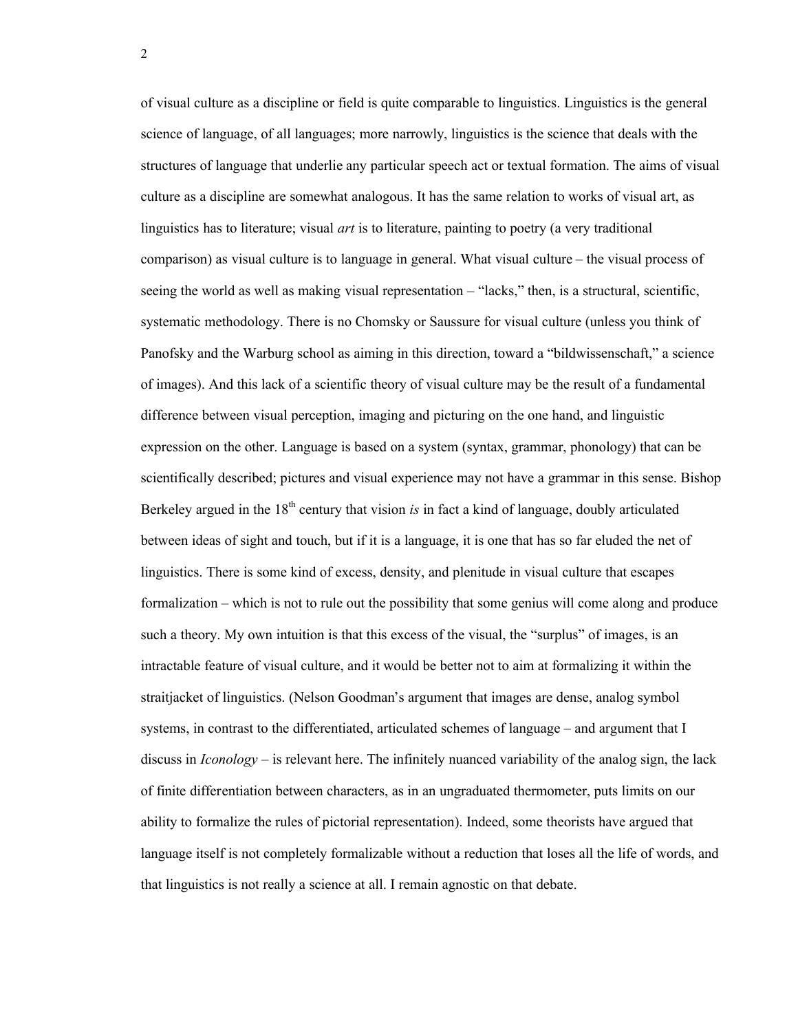of visual culture as a discipline or field is quite comparable to linguistics. Linguistics is the general science of language, of all languages; more narrowly, linguistics is the science that deals with the structures of language that underlie any particular speech act or textual formation. The aims of visual culture as a discipline are somewhat analogous. It has the same relation to works of visual art, as linguistics has to literature; visual *art* is to literature, painting to poetry (a very traditional comparison) as visual culture is to language in general. What visual culture – the visual process of seeing the world as well as making visual representation – "lacks," then, is a structural, scientific, systematic methodology. There is no Chomsky or Saussure for visual culture (unless you think of Panofsky and the Warburg school as aiming in this direction, toward a "bildwissenschaft," a science of images). And this lack of a scientific theory of visual culture may be the result of a fundamental difference between visual perception, imaging and picturing on the one hand, and linguistic expression on the other. Language is based on a system (syntax, grammar, phonology) that can be scientifically described; pictures and visual experience may not have a grammar in this sense. Bishop Berkeley argued in the 18th century that vision *is* in fact a kind of language, doubly articulated between ideas of sight and touch, but if it is a language, it is one that has so far eluded the net of linguistics. There is some kind of excess, density, and plenitude in visual culture that escapes formalization – which is not to rule out the possibility that some genius will come along and produce such a theory. My own intuition is that this excess of the visual, the "surplus" of images, is an intractable feature of visual culture, and it would be better not to aim at formalizing it within the straitjacket of linguistics. (Nelson Goodman's argument that images are dense, analog symbol systems, in contrast to the differentiated, articulated schemes of language – and argument that I discuss in *Iconology* – is relevant here. The infinitely nuanced variability of the analog sign, the lack of finite differentiation between characters, as in an ungraduated thermometer, puts limits on our ability to formalize the rules of pictorial representation). Indeed, some theorists have argued that language itself is not completely formalizable without a reduction that loses all the life of words, and that linguistics is not really a science at all. I remain agnostic on that debate.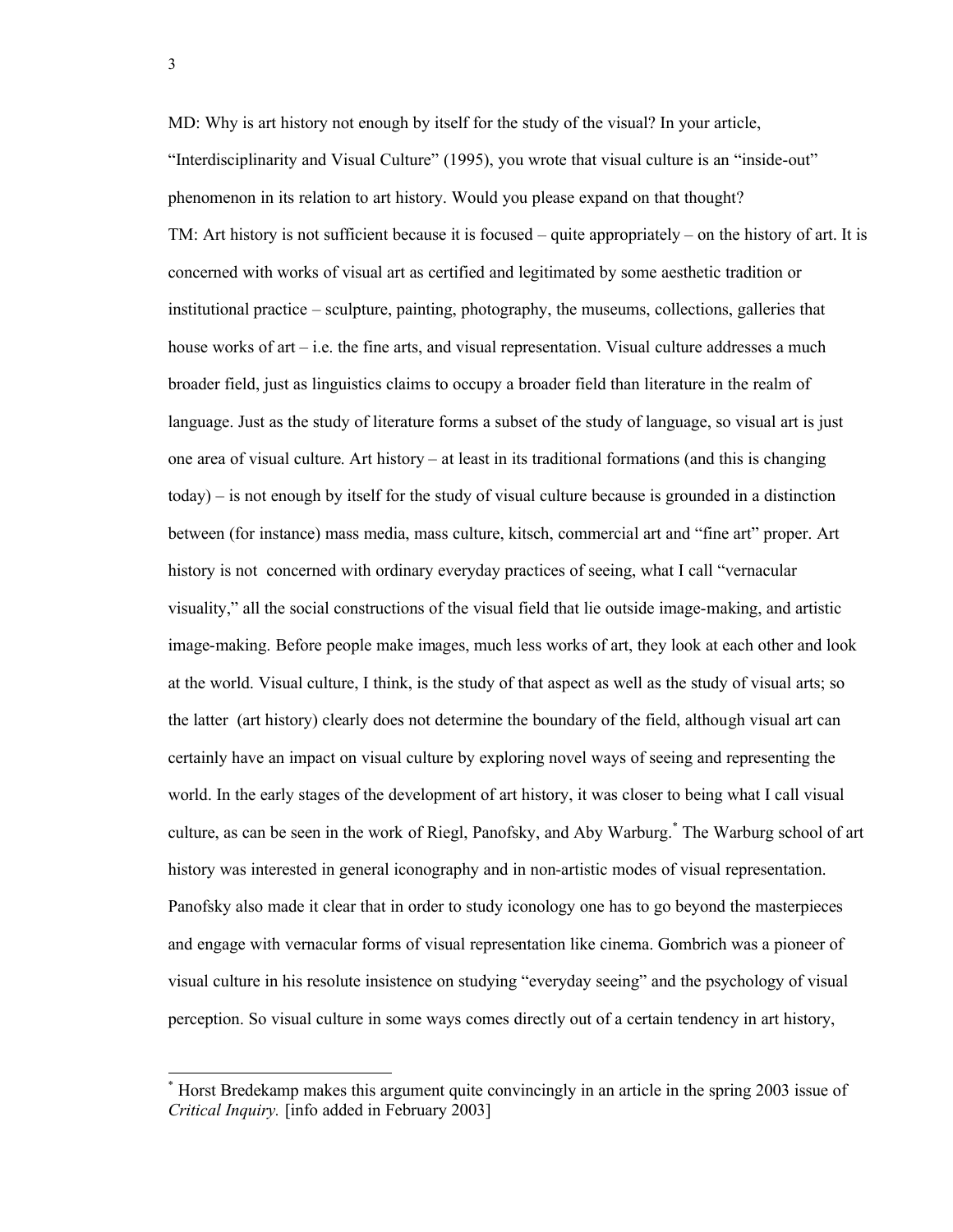MD: Why is art history not enough by itself for the study of the visual? In your article, “Interdisciplinarity and Visual Culture” (1995), you wrote that visual culture is an “inside-out” phenomenon in its relation to art history. Would you please expand on that thought?

TM: Art history is not sufficient because it is focused – quite appropriately – on the history of art. It is concerned with works of visual art as certified and legitimated by some aesthetic tradition or institutional practice – sculpture, painting, photography, the museums, collections, galleries that house works of art – i.e. the fine arts, and visual representation. Visual culture addresses a much broader field, just as linguistics claims to occupy a broader field than literature in the realm of language. Just as the study of literature forms a subset of the study of language, so visual art is just one area of visual culture. Art history – at least in its traditional formations (and this is changing today) – is not enough by itself for the study of visual culture because is grounded in a distinction between (for instance) mass media, mass culture, kitsch, commercial art and “fine art” proper. Art history is not concerned with ordinary everyday practices of seeing, what I call “vernacular visuality,” all the social constructions of the visual field that lie outside image-making, and artistic image-making. Before people make images, much less works of art, they look at each other and look at the world. Visual culture, I think, is the study of that aspect as well as the study of visual arts; so the latter (art history) clearly does not determine the boundary of the field, although visual art can certainly have an impact on visual culture by exploring novel ways of seeing and representing the world. In the early stages of the development of art history, it was closer to being what I call visual culture, as can be seen in the work of Riegl, Panofsky, and Aby Warburg.* The Warburg school of art history was interested in general iconography and in non-artistic modes of visual representation. Panofsky also made it clear that in order to study iconology one has to go beyond the masterpieces and engage with vernacular forms of visual representation like cinema. Gombrich was a pioneer of visual culture in his resolute insistence on studying “everyday seeing” and the psychology of visual perception. So visual culture in some ways comes directly out of a certain tendency in art history,

---

* Horst Bredekamp makes this argument quite convincingly in an article in the spring 2003 issue of *Critical Inquiry.* [info added in February 2003]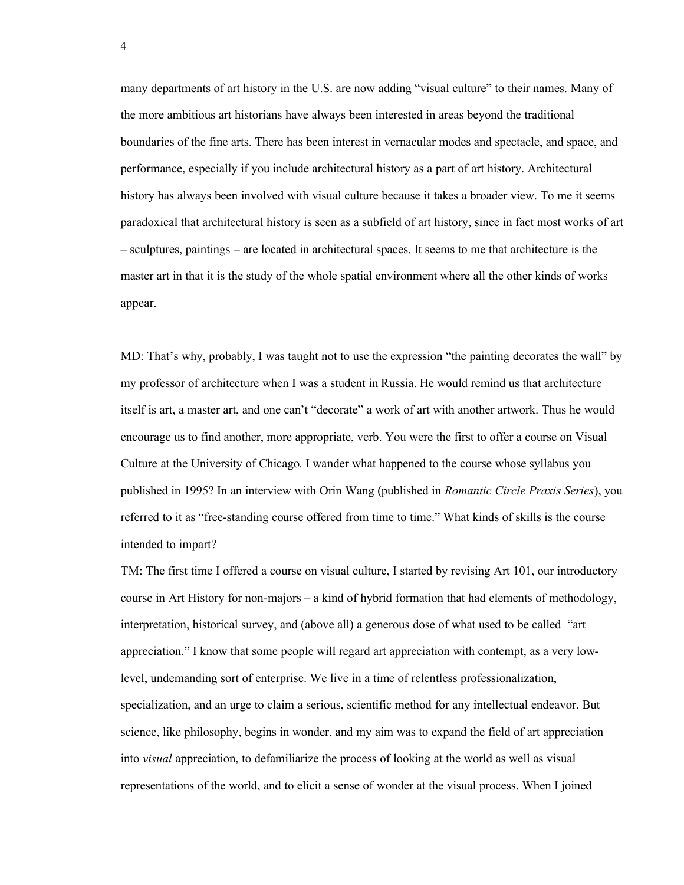many departments of art history in the U.S. are now adding "visual culture" to their names. Many of the more ambitious art historians have always been interested in areas beyond the traditional boundaries of the fine arts. There has been interest in vernacular modes and spectacle, and space, and performance, especially if you include architectural history as a part of art history. Architectural history has always been involved with visual culture because it takes a broader view. To me it seems paradoxical that architectural history is seen as a subfield of art history, since in fact most works of art – sculptures, paintings – are located in architectural spaces. It seems to me that architecture is the master art in that it is the study of the whole spatial environment where all the other kinds of works appear.

MD: That's why, probably, I was taught not to use the expression "the painting decorates the wall" by my professor of architecture when I was a student in Russia. He would remind us that architecture itself is art, a master art, and one can't "decorate" a work of art with another artwork. Thus he would encourage us to find another, more appropriate, verb. You were the first to offer a course on Visual Culture at the University of Chicago. I wander what happened to the course whose syllabus you published in 1995? In an interview with Orin Wang (published in *Romantic Circle Praxis Series*), you referred to it as "free-standing course offered from time to time." What kinds of skills is the course intended to impart?

TM: The first time I offered a course on visual culture, I started by revising Art 101, our introductory course in Art History for non-majors – a kind of hybrid formation that had elements of methodology, interpretation, historical survey, and (above all) a generous dose of what used to be called "art appreciation." I know that some people will regard art appreciation with contempt, as a very low-level, undemanding sort of enterprise. We live in a time of relentless professionalization, specialization, and an urge to claim a serious, scientific method for any intellectual endeavor. But science, like philosophy, begins in wonder, and my aim was to expand the field of art appreciation into *visual* appreciation, to defamiliarize the process of looking at the world as well as visual representations of the world, and to elicit a sense of wonder at the visual process. When I joined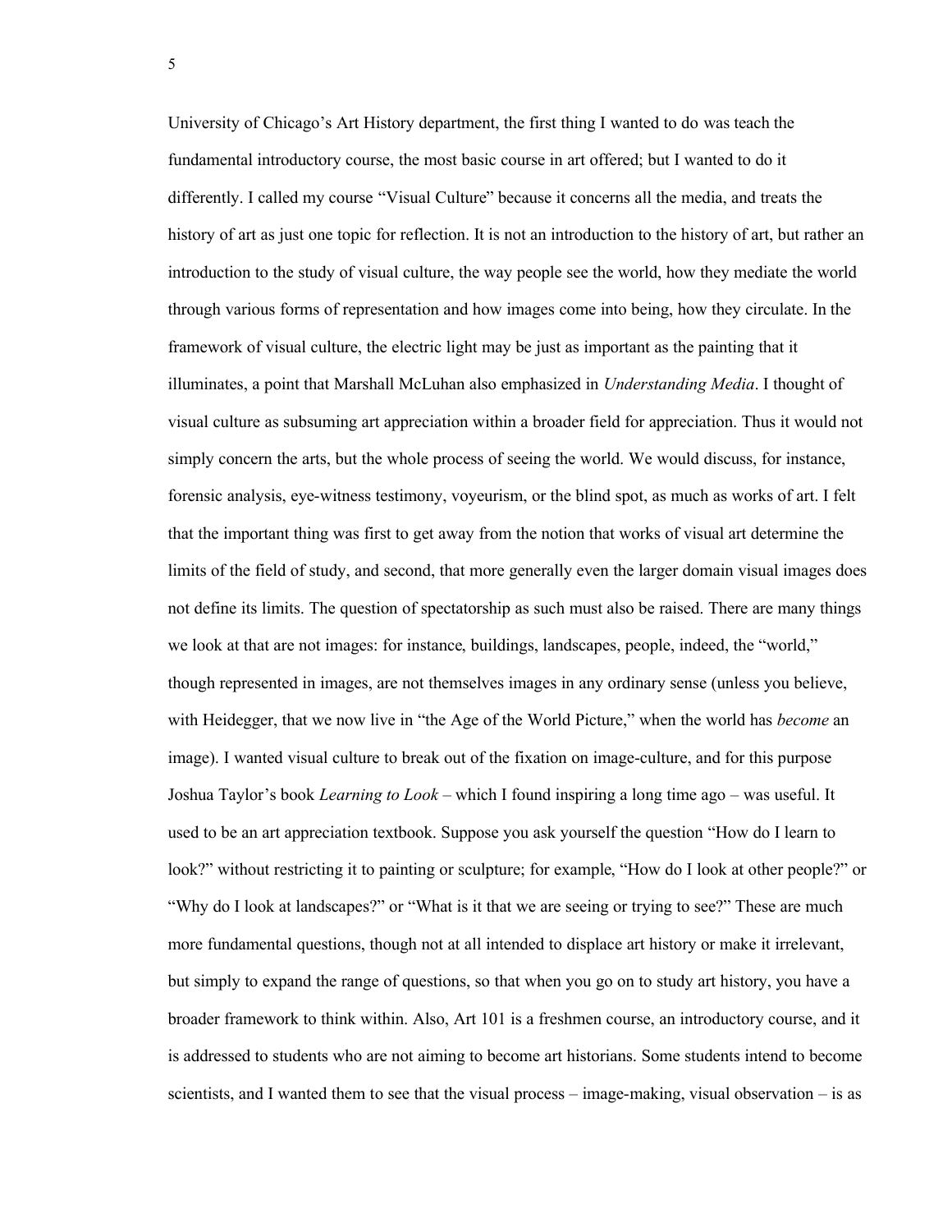University of Chicago's Art History department, the first thing I wanted to do was teach the fundamental introductory course, the most basic course in art offered; but I wanted to do it differently. I called my course "Visual Culture" because it concerns all the media, and treats the history of art as just one topic for reflection. It is not an introduction to the history of art, but rather an introduction to the study of visual culture, the way people see the world, how they mediate the world through various forms of representation and how images come into being, how they circulate. In the framework of visual culture, the electric light may be just as important as the painting that it illuminates, a point that Marshall McLuhan also emphasized in *Understanding Media*. I thought of visual culture as subsuming art appreciation within a broader field for appreciation. Thus it would not simply concern the arts, but the whole process of seeing the world. We would discuss, for instance, forensic analysis, eye-witness testimony, voyeurism, or the blind spot, as much as works of art. I felt that the important thing was first to get away from the notion that works of visual art determine the limits of the field of study, and second, that more generally even the larger domain visual images does not define its limits. The question of spectatorship as such must also be raised. There are many things we look at that are not images: for instance, buildings, landscapes, people, indeed, the "world," though represented in images, are not themselves images in any ordinary sense (unless you believe, with Heidegger, that we now live in "the Age of the World Picture," when the world has *become* an image). I wanted visual culture to break out of the fixation on image-culture, and for this purpose Joshua Taylor's book *Learning to Look* – which I found inspiring a long time ago – was useful. It used to be an art appreciation textbook. Suppose you ask yourself the question "How do I learn to look?" without restricting it to painting or sculpture; for example, "How do I look at other people?" or "Why do I look at landscapes?" or "What is it that we are seeing or trying to see?" These are much more fundamental questions, though not at all intended to displace art history or make it irrelevant, but simply to expand the range of questions, so that when you go on to study art history, you have a broader framework to think within. Also, Art 101 is a freshmen course, an introductory course, and it is addressed to students who are not aiming to become art historians. Some students intend to become scientists, and I wanted them to see that the visual process – image-making, visual observation – is as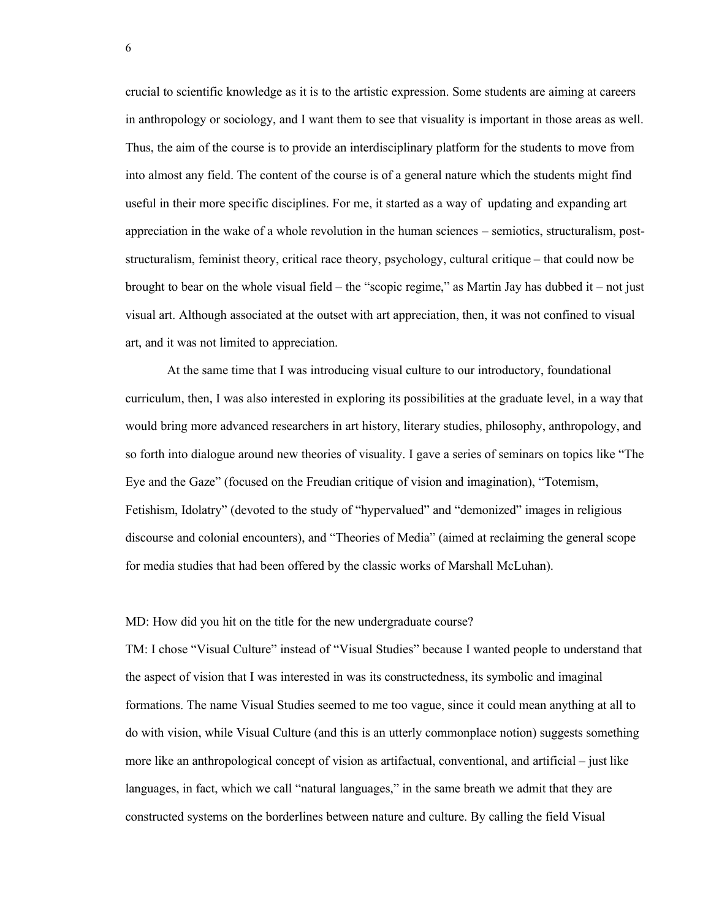crucial to scientific knowledge as it is to the artistic expression. Some students are aiming at careers in anthropology or sociology, and I want them to see that visuality is important in those areas as well. Thus, the aim of the course is to provide an interdisciplinary platform for the students to move from into almost any field. The content of the course is of a general nature which the students might find useful in their more specific disciplines. For me, it started as a way of updating and expanding art appreciation in the wake of a whole revolution in the human sciences – semiotics, structuralism, post-structuralism, feminist theory, critical race theory, psychology, cultural critique – that could now be brought to bear on the whole visual field – the "scopic regime," as Martin Jay has dubbed it – not just visual art. Although associated at the outset with art appreciation, then, it was not confined to visual art, and it was not limited to appreciation.

At the same time that I was introducing visual culture to our introductory, foundational curriculum, then, I was also interested in exploring its possibilities at the graduate level, in a way that would bring more advanced researchers in art history, literary studies, philosophy, anthropology, and so forth into dialogue around new theories of visuality. I gave a series of seminars on topics like "The Eye and the Gaze" (focused on the Freudian critique of vision and imagination), "Totemism, Fetishism, Idolatry" (devoted to the study of "hypervalued" and "demonized" images in religious discourse and colonial encounters), and "Theories of Media" (aimed at reclaiming the general scope for media studies that had been offered by the classic works of Marshall McLuhan).

MD: How did you hit on the title for the new undergraduate course?

TM: I chose "Visual Culture" instead of "Visual Studies" because I wanted people to understand that the aspect of vision that I was interested in was its constructedness, its symbolic and imaginal formations. The name Visual Studies seemed to me too vague, since it could mean anything at all to do with vision, while Visual Culture (and this is an utterly commonplace notion) suggests something more like an anthropological concept of vision as artifactual, conventional, and artificial – just like languages, in fact, which we call "natural languages," in the same breath we admit that they are constructed systems on the borderlines between nature and culture. By calling the field Visual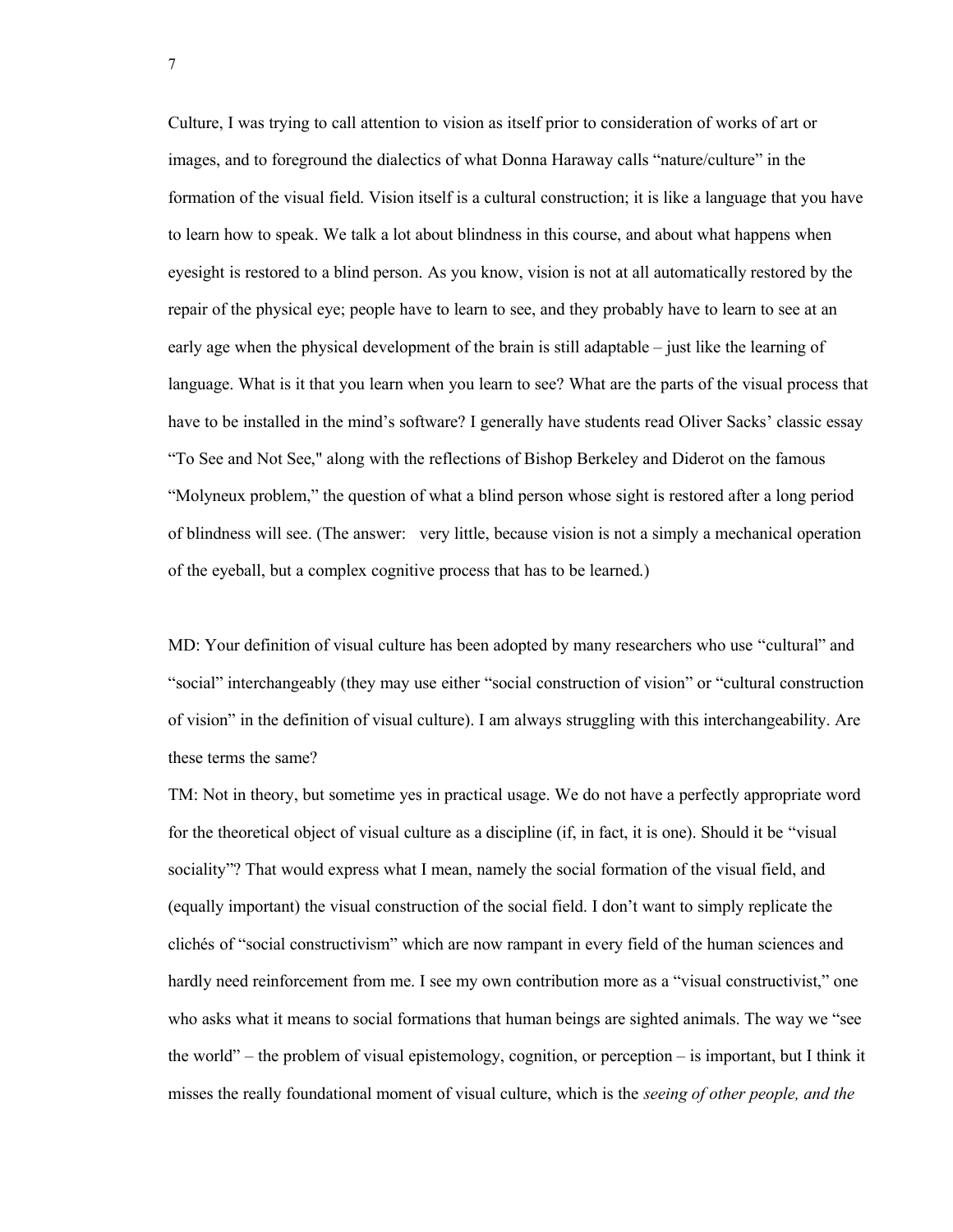Culture, I was trying to call attention to vision as itself prior to consideration of works of art or images, and to foreground the dialectics of what Donna Haraway calls "nature/culture" in the formation of the visual field. Vision itself is a cultural construction; it is like a language that you have to learn how to speak. We talk a lot about blindness in this course, and about what happens when eyesight is restored to a blind person. As you know, vision is not at all automatically restored by the repair of the physical eye; people have to learn to see, and they probably have to learn to see at an early age when the physical development of the brain is still adaptable – just like the learning of language. What is it that you learn when you learn to see? What are the parts of the visual process that have to be installed in the mind's software? I generally have students read Oliver Sacks' classic essay "To See and Not See," along with the reflections of Bishop Berkeley and Diderot on the famous "Molyneux problem," the question of what a blind person whose sight is restored after a long period of blindness will see. (The answer: very little, because vision is not a simply a mechanical operation of the eyeball, but a complex cognitive process that has to be learned.)

MD: Your definition of visual culture has been adopted by many researchers who use "cultural" and "social" interchangeably (they may use either "social construction of vision" or "cultural construction of vision" in the definition of visual culture). I am always struggling with this interchangeability. Are these terms the same?

TM: Not in theory, but sometime yes in practical usage. We do not have a perfectly appropriate word for the theoretical object of visual culture as a discipline (if, in fact, it is one). Should it be "visual sociality"? That would express what I mean, namely the social formation of the visual field, and (equally important) the visual construction of the social field. I don't want to simply replicate the clichés of "social constructivism" which are now rampant in every field of the human sciences and hardly need reinforcement from me. I see my own contribution more as a "visual constructivist," one who asks what it means to social formations that human beings are sighted animals. The way we "see the world" – the problem of visual epistemology, cognition, or perception – is important, but I think it misses the really foundational moment of visual culture, which is the *seeing of other people, and the*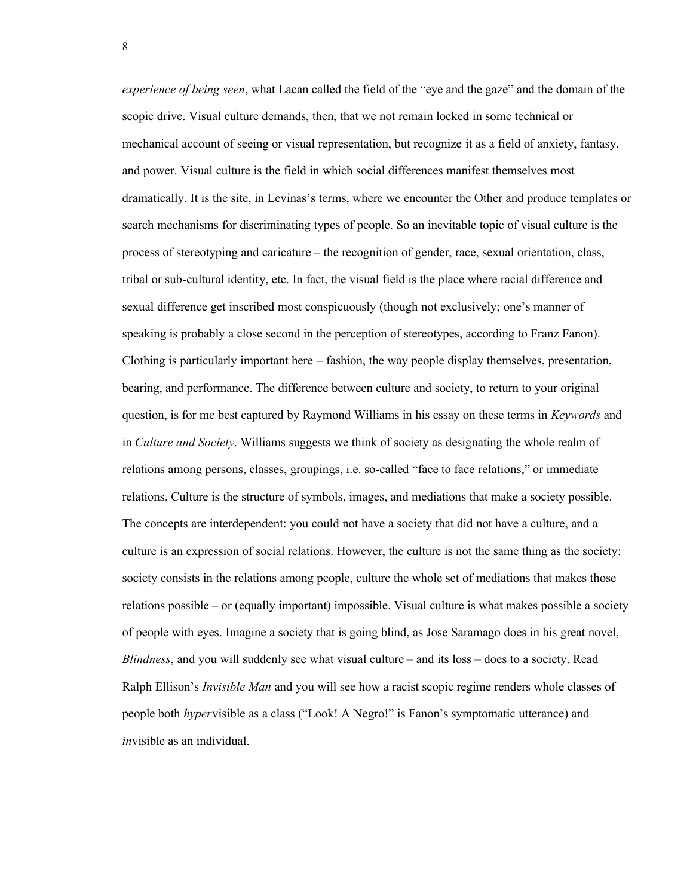*experience of being seen*, what Lacan called the field of the “eye and the gaze” and the domain of the scopic drive. Visual culture demands, then, that we not remain locked in some technical or mechanical account of seeing or visual representation, but recognize it as a field of anxiety, fantasy, and power. Visual culture is the field in which social differences manifest themselves most dramatically. It is the site, in Levinas’s terms, where we encounter the Other and produce templates or search mechanisms for discriminating types of people. So an inevitable topic of visual culture is the process of stereotyping and caricature – the recognition of gender, race, sexual orientation, class, tribal or sub-cultural identity, etc. In fact, the visual field is the place where racial difference and sexual difference get inscribed most conspicuously (though not exclusively; one’s manner of speaking is probably a close second in the perception of stereotypes, according to Franz Fanon). Clothing is particularly important here – fashion, the way people display themselves, presentation, bearing, and performance. The difference between culture and society, to return to your original question, is for me best captured by Raymond Williams in his essay on these terms in *Keywords* and in *Culture and Society*. Williams suggests we think of society as designating the whole realm of relations among persons, classes, groupings, i.e. so-called “face to face relations,” or immediate relations. Culture is the structure of symbols, images, and mediations that make a society possible. The concepts are interdependent: you could not have a society that did not have a culture, and a culture is an expression of social relations. However, the culture is not the same thing as the society: society consists in the relations among people, culture the whole set of mediations that makes those relations possible – or (equally important) impossible. Visual culture is what makes possible a society of people with eyes. Imagine a society that is going blind, as Jose Saramago does in his great novel, *Blindness*, and you will suddenly see what visual culture – and its loss – does to a society. Read Ralph Ellison’s *Invisible Man* and you will see how a racist scopic regime renders whole classes of people both *hyper*visible as a class (“Look! A Negro!” is Fanon’s symptomatic utterance) and *in*visible as an individual.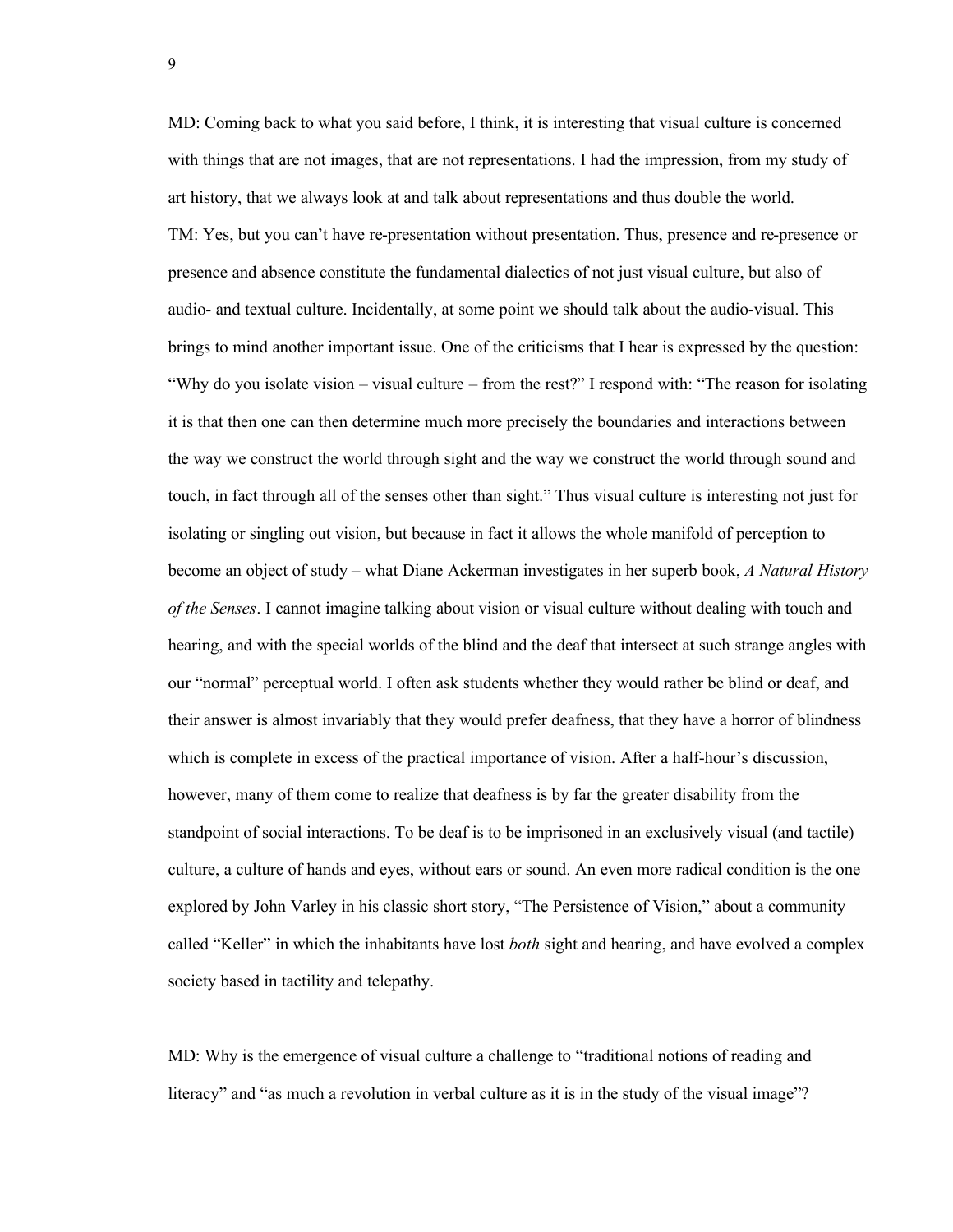MD: Coming back to what you said before, I think, it is interesting that visual culture is concerned with things that are not images, that are not representations. I had the impression, from my study of art history, that we always look at and talk about representations and thus double the world.

TM: Yes, but you can't have re-presentation without presentation. Thus, presence and re-presence or presence and absence constitute the fundamental dialectics of not just visual culture, but also of audio- and textual culture. Incidentally, at some point we should talk about the audio-visual. This brings to mind another important issue. One of the criticisms that I hear is expressed by the question: "Why do you isolate vision – visual culture – from the rest?" I respond with: "The reason for isolating it is that then one can then determine much more precisely the boundaries and interactions between the way we construct the world through sight and the way we construct the world through sound and touch, in fact through all of the senses other than sight." Thus visual culture is interesting not just for isolating or singling out vision, but because in fact it allows the whole manifold of perception to become an object of study – what Diane Ackerman investigates in her superb book, *A Natural History of the Senses*. I cannot imagine talking about vision or visual culture without dealing with touch and hearing, and with the special worlds of the blind and the deaf that intersect at such strange angles with our "normal" perceptual world. I often ask students whether they would rather be blind or deaf, and their answer is almost invariably that they would prefer deafness, that they have a horror of blindness which is complete in excess of the practical importance of vision. After a half-hour's discussion, however, many of them come to realize that deafness is by far the greater disability from the standpoint of social interactions. To be deaf is to be imprisoned in an exclusively visual (and tactile) culture, a culture of hands and eyes, without ears or sound. An even more radical condition is the one explored by John Varley in his classic short story, "The Persistence of Vision," about a community called "Keller" in which the inhabitants have lost *both* sight and hearing, and have evolved a complex society based in tactility and telepathy.

MD: Why is the emergence of visual culture a challenge to "traditional notions of reading and literacy" and "as much a revolution in verbal culture as it is in the study of the visual image"?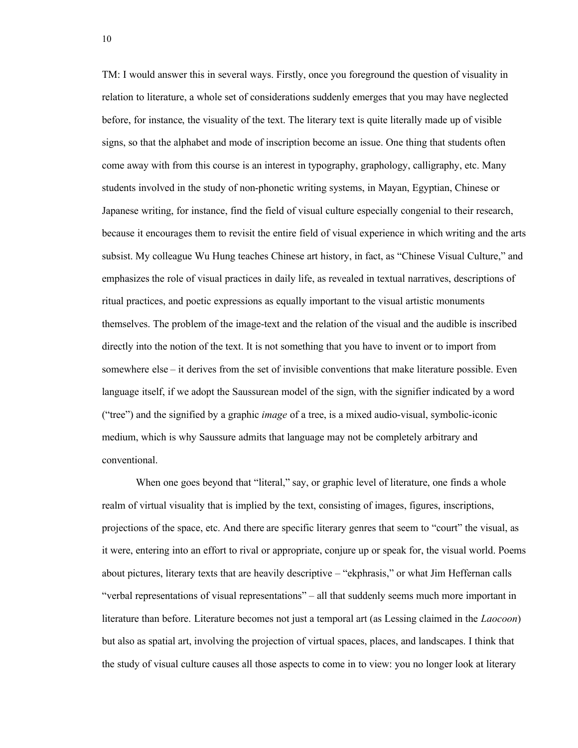TM: I would answer this in several ways. Firstly, once you foreground the question of visuality in relation to literature, a whole set of considerations suddenly emerges that you may have neglected before, for instance, the visuality of the text. The literary text is quite literally made up of visible signs, so that the alphabet and mode of inscription become an issue. One thing that students often come away with from this course is an interest in typography, graphology, calligraphy, etc. Many students involved in the study of non-phonetic writing systems, in Mayan, Egyptian, Chinese or Japanese writing, for instance, find the field of visual culture especially congenial to their research, because it encourages them to revisit the entire field of visual experience in which writing and the arts subsist. My colleague Wu Hung teaches Chinese art history, in fact, as "Chinese Visual Culture," and emphasizes the role of visual practices in daily life, as revealed in textual narratives, descriptions of ritual practices, and poetic expressions as equally important to the visual artistic monuments themselves. The problem of the image-text and the relation of the visual and the audible is inscribed directly into the notion of the text. It is not something that you have to invent or to import from somewhere else – it derives from the set of invisible conventions that make literature possible. Even language itself, if we adopt the Saussurean model of the sign, with the signifier indicated by a word ("tree") and the signified by a graphic *image* of a tree, is a mixed audio-visual, symbolic-iconic medium, which is why Saussure admits that language may not be completely arbitrary and conventional.

When one goes beyond that "literal," say, or graphic level of literature, one finds a whole realm of virtual visuality that is implied by the text, consisting of images, figures, inscriptions, projections of the space, etc. And there are specific literary genres that seem to "court" the visual, as it were, entering into an effort to rival or appropriate, conjure up or speak for, the visual world. Poems about pictures, literary texts that are heavily descriptive – "ekphrasis," or what Jim Heffernan calls "verbal representations of visual representations" – all that suddenly seems much more important in literature than before. Literature becomes not just a temporal art (as Lessing claimed in the *Laocoon*) but also as spatial art, involving the projection of virtual spaces, places, and landscapes. I think that the study of visual culture causes all those aspects to come in to view: you no longer look at literary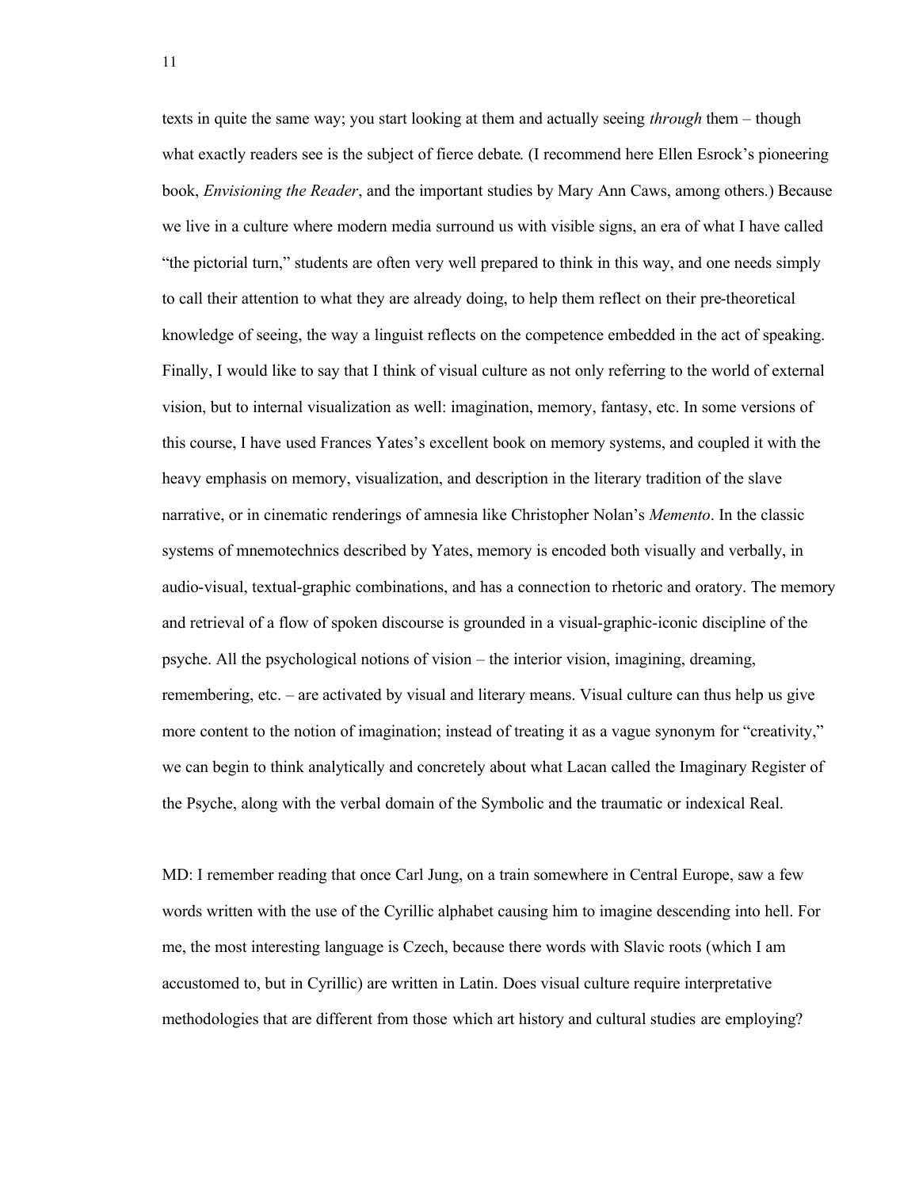texts in quite the same way; you start looking at them and actually seeing *through* them – though what exactly readers see is the subject of fierce debate. (I recommend here Ellen Esrock's pioneering book, *Envisioning the Reader*, and the important studies by Mary Ann Caws, among others.) Because we live in a culture where modern media surround us with visible signs, an era of what I have called "the pictorial turn," students are often very well prepared to think in this way, and one needs simply to call their attention to what they are already doing, to help them reflect on their pre-theoretical knowledge of seeing, the way a linguist reflects on the competence embedded in the act of speaking. Finally, I would like to say that I think of visual culture as not only referring to the world of external vision, but to internal visualization as well: imagination, memory, fantasy, etc. In some versions of this course, I have used Frances Yates's excellent book on memory systems, and coupled it with the heavy emphasis on memory, visualization, and description in the literary tradition of the slave narrative, or in cinematic renderings of amnesia like Christopher Nolan's *Memento*. In the classic systems of mnemotechnics described by Yates, memory is encoded both visually and verbally, in audio-visual, textual-graphic combinations, and has a connection to rhetoric and oratory. The memory and retrieval of a flow of spoken discourse is grounded in a visual-graphic-iconic discipline of the psyche. All the psychological notions of vision – the interior vision, imagining, dreaming, remembering, etc. – are activated by visual and literary means. Visual culture can thus help us give more content to the notion of imagination; instead of treating it as a vague synonym for "creativity," we can begin to think analytically and concretely about what Lacan called the Imaginary Register of the Psyche, along with the verbal domain of the Symbolic and the traumatic or indexical Real.

MD: I remember reading that once Carl Jung, on a train somewhere in Central Europe, saw a few words written with the use of the Cyrillic alphabet causing him to imagine descending into hell. For me, the most interesting language is Czech, because there words with Slavic roots (which I am accustomed to, but in Cyrillic) are written in Latin. Does visual culture require interpretative methodologies that are different from those which art history and cultural studies are employing?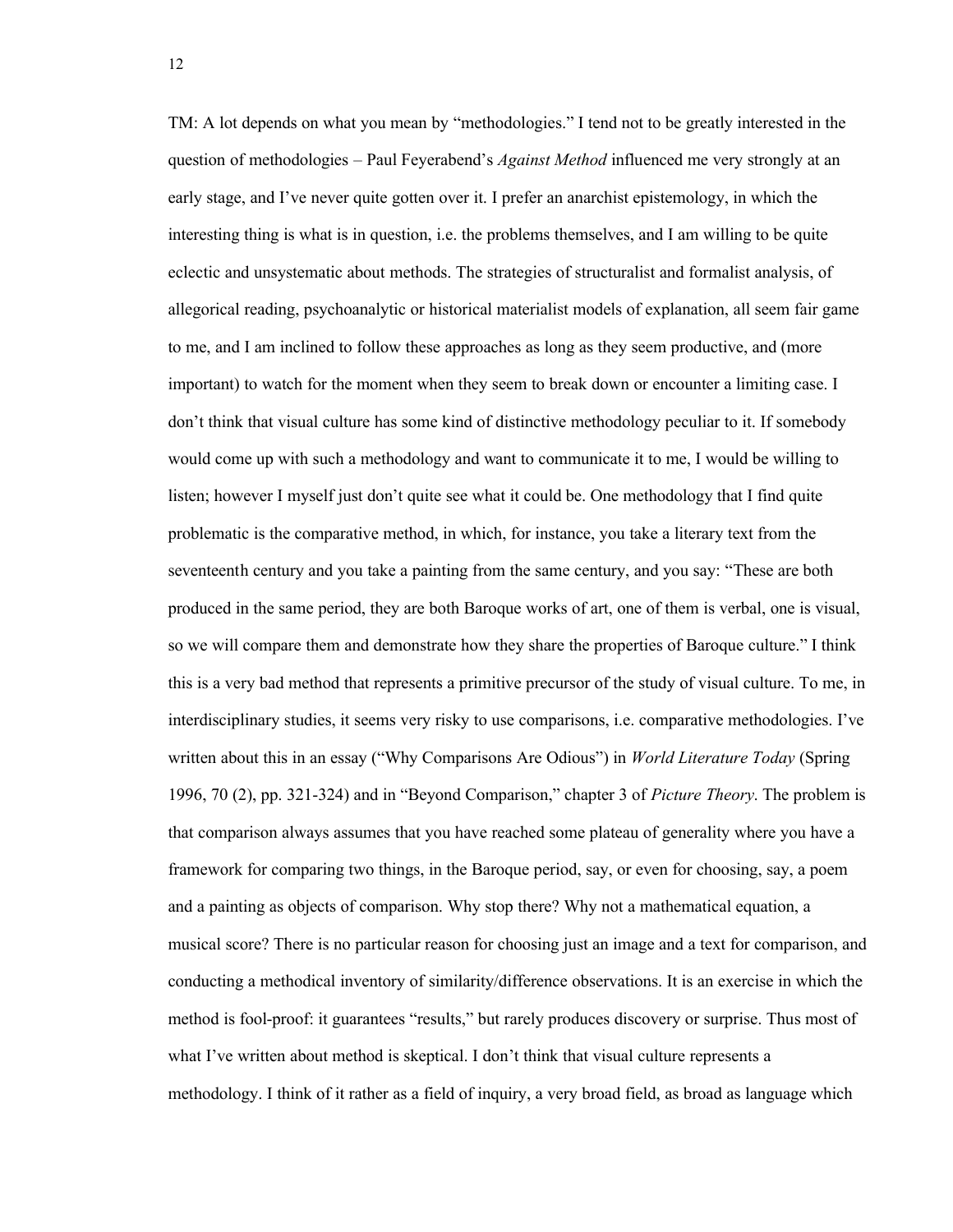TM: A lot depends on what you mean by "methodologies." I tend not to be greatly interested in the question of methodologies – Paul Feyerabend's *Against Method* influenced me very strongly at an early stage, and I've never quite gotten over it. I prefer an anarchist epistemology, in which the interesting thing is what is in question, i.e. the problems themselves, and I am willing to be quite eclectic and unsystematic about methods. The strategies of structuralist and formalist analysis, of allegorical reading, psychoanalytic or historical materialist models of explanation, all seem fair game to me, and I am inclined to follow these approaches as long as they seem productive, and (more important) to watch for the moment when they seem to break down or encounter a limiting case. I don't think that visual culture has some kind of distinctive methodology peculiar to it. If somebody would come up with such a methodology and want to communicate it to me, I would be willing to listen; however I myself just don't quite see what it could be. One methodology that I find quite problematic is the comparative method, in which, for instance, you take a literary text from the seventeenth century and you take a painting from the same century, and you say: "These are both produced in the same period, they are both Baroque works of art, one of them is verbal, one is visual, so we will compare them and demonstrate how they share the properties of Baroque culture." I think this is a very bad method that represents a primitive precursor of the study of visual culture. To me, in interdisciplinary studies, it seems very risky to use comparisons, i.e. comparative methodologies. I've written about this in an essay ("Why Comparisons Are Odious") in *World Literature Today* (Spring 1996, 70 (2), pp. 321-324) and in "Beyond Comparison," chapter 3 of *Picture Theory*. The problem is that comparison always assumes that you have reached some plateau of generality where you have a framework for comparing two things, in the Baroque period, say, or even for choosing, say, a poem and a painting as objects of comparison. Why stop there? Why not a mathematical equation, a musical score? There is no particular reason for choosing just an image and a text for comparison, and conducting a methodical inventory of similarity/difference observations. It is an exercise in which the method is fool-proof: it guarantees "results," but rarely produces discovery or surprise. Thus most of what I've written about method is skeptical. I don't think that visual culture represents a methodology. I think of it rather as a field of inquiry, a very broad field, as broad as language which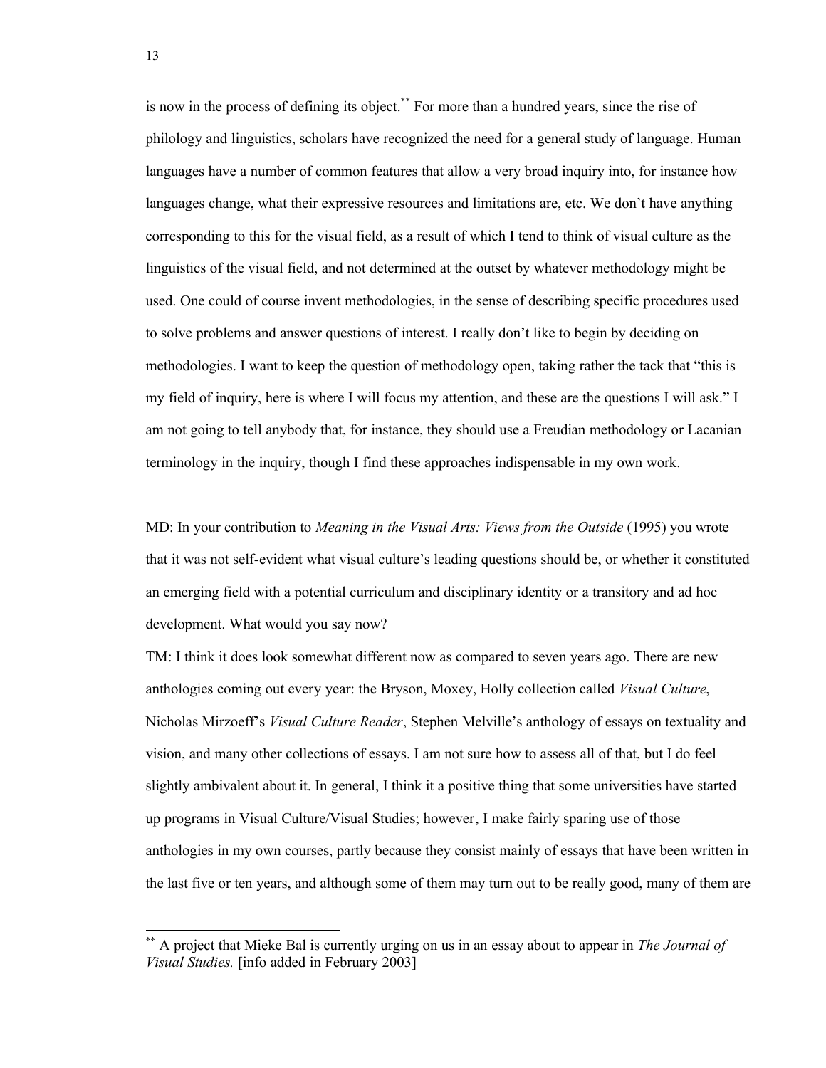is now in the process of defining its object.[**] For more than a hundred years, since the rise of philology and linguistics, scholars have recognized the need for a general study of language. Human languages have a number of common features that allow a very broad inquiry into, for instance how languages change, what their expressive resources and limitations are, etc. We don't have anything corresponding to this for the visual field, as a result of which I tend to think of visual culture as the linguistics of the visual field, and not determined at the outset by whatever methodology might be used. One could of course invent methodologies, in the sense of describing specific procedures used to solve problems and answer questions of interest. I really don't like to begin by deciding on methodologies. I want to keep the question of methodology open, taking rather the tack that "this is my field of inquiry, here is where I will focus my attention, and these are the questions I will ask." I am not going to tell anybody that, for instance, they should use a Freudian methodology or Lacanian terminology in the inquiry, though I find these approaches indispensable in my own work.

MD: In your contribution to *Meaning in the Visual Arts: Views from the Outside* (1995) you wrote that it was not self-evident what visual culture's leading questions should be, or whether it constituted an emerging field with a potential curriculum and disciplinary identity or a transitory and ad hoc development. What would you say now?

TM: I think it does look somewhat different now as compared to seven years ago. There are new anthologies coming out every year: the Bryson, Moxey, Holly collection called *Visual Culture*, Nicholas Mirzoeff's *Visual Culture Reader*, Stephen Melville's anthology of essays on textuality and vision, and many other collections of essays. I am not sure how to assess all of that, but I do feel slightly ambivalent about it. In general, I think it a positive thing that some universities have started up programs in Visual Culture/Visual Studies; however, I make fairly sparing use of those anthologies in my own courses, partly because they consist mainly of essays that have been written in the last five or ten years, and although some of them may turn out to be really good, many of them are

---

[**] A project that Mieke Bal is currently urging on us in an essay about to appear in *The Journal of Visual Studies.* [info added in February 2003]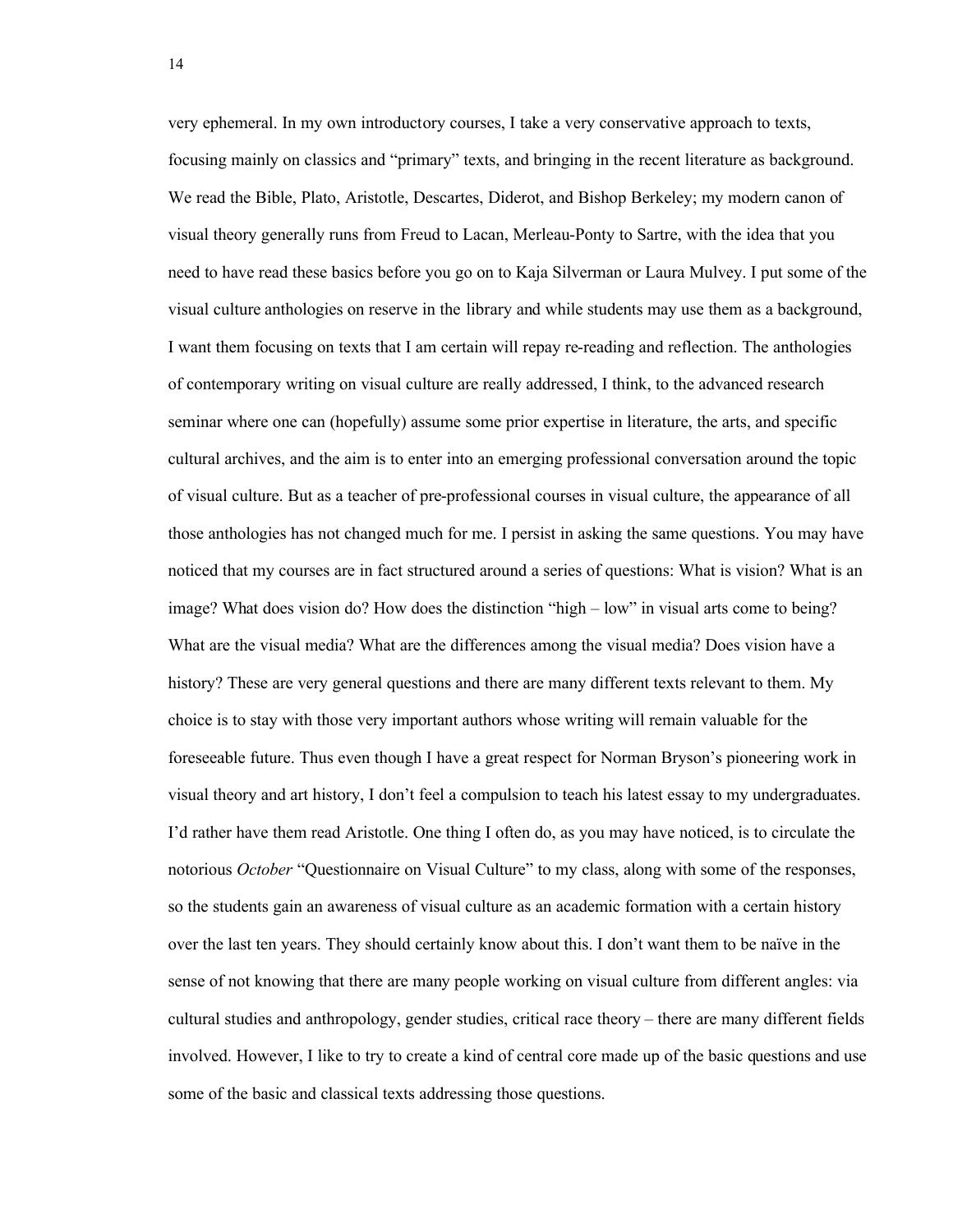very ephemeral. In my own introductory courses, I take a very conservative approach to texts, focusing mainly on classics and "primary" texts, and bringing in the recent literature as background. We read the Bible, Plato, Aristotle, Descartes, Diderot, and Bishop Berkeley; my modern canon of visual theory generally runs from Freud to Lacan, Merleau-Ponty to Sartre, with the idea that you need to have read these basics before you go on to Kaja Silverman or Laura Mulvey. I put some of the visual culture anthologies on reserve in the library and while students may use them as a background, I want them focusing on texts that I am certain will repay re-reading and reflection. The anthologies of contemporary writing on visual culture are really addressed, I think, to the advanced research seminar where one can (hopefully) assume some prior expertise in literature, the arts, and specific cultural archives, and the aim is to enter into an emerging professional conversation around the topic of visual culture. But as a teacher of pre-professional courses in visual culture, the appearance of all those anthologies has not changed much for me. I persist in asking the same questions. You may have noticed that my courses are in fact structured around a series of questions: What is vision? What is an image? What does vision do? How does the distinction "high – low" in visual arts come to being? What are the visual media? What are the differences among the visual media? Does vision have a history? These are very general questions and there are many different texts relevant to them. My choice is to stay with those very important authors whose writing will remain valuable for the foreseeable future. Thus even though I have a great respect for Norman Bryson's pioneering work in visual theory and art history, I don't feel a compulsion to teach his latest essay to my undergraduates. I'd rather have them read Aristotle. One thing I often do, as you may have noticed, is to circulate the notorious *October* "Questionnaire on Visual Culture" to my class, along with some of the responses, so the students gain an awareness of visual culture as an academic formation with a certain history over the last ten years. They should certainly know about this. I don't want them to be naïve in the sense of not knowing that there are many people working on visual culture from different angles: via cultural studies and anthropology, gender studies, critical race theory – there are many different fields involved. However, I like to try to create a kind of central core made up of the basic questions and use some of the basic and classical texts addressing those questions.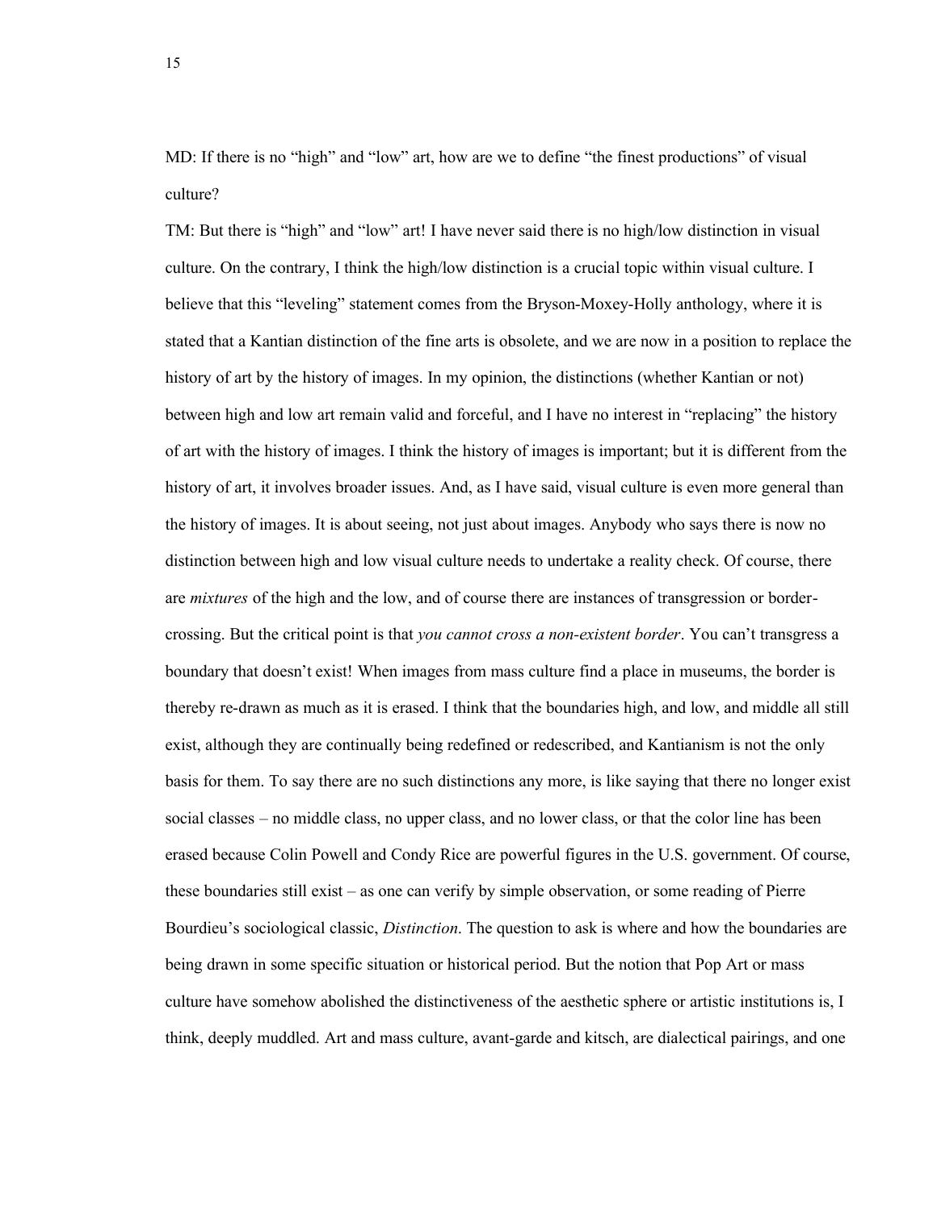MD: If there is no “high” and “low” art, how are we to define “the finest productions” of visual culture?

TM: But there is “high” and “low” art! I have never said there is no high/low distinction in visual culture. On the contrary, I think the high/low distinction is a crucial topic within visual culture. I believe that this “leveling” statement comes from the Bryson-Moxey-Holly anthology, where it is stated that a Kantian distinction of the fine arts is obsolete, and we are now in a position to replace the history of art by the history of images. In my opinion, the distinctions (whether Kantian or not) between high and low art remain valid and forceful, and I have no interest in “replacing” the history of art with the history of images. I think the history of images is important; but it is different from the history of art, it involves broader issues. And, as I have said, visual culture is even more general than the history of images. It is about seeing, not just about images. Anybody who says there is now no distinction between high and low visual culture needs to undertake a reality check. Of course, there are *mixtures* of the high and the low, and of course there are instances of transgression or border-crossing. But the critical point is that *you cannot cross a non-existent border*. You can’t transgress a boundary that doesn’t exist! When images from mass culture find a place in museums, the border is thereby re-drawn as much as it is erased. I think that the boundaries high, and low, and middle all still exist, although they are continually being redefined or redescribed, and Kantianism is not the only basis for them. To say there are no such distinctions any more, is like saying that there no longer exist social classes – no middle class, no upper class, and no lower class, or that the color line has been erased because Colin Powell and Condy Rice are powerful figures in the U.S. government. Of course, these boundaries still exist – as one can verify by simple observation, or some reading of Pierre Bourdieu’s sociological classic, *Distinction*. The question to ask is where and how the boundaries are being drawn in some specific situation or historical period. But the notion that Pop Art or mass culture have somehow abolished the distinctiveness of the aesthetic sphere or artistic institutions is, I think, deeply muddled. Art and mass culture, avant-garde and kitsch, are dialectical pairings, and one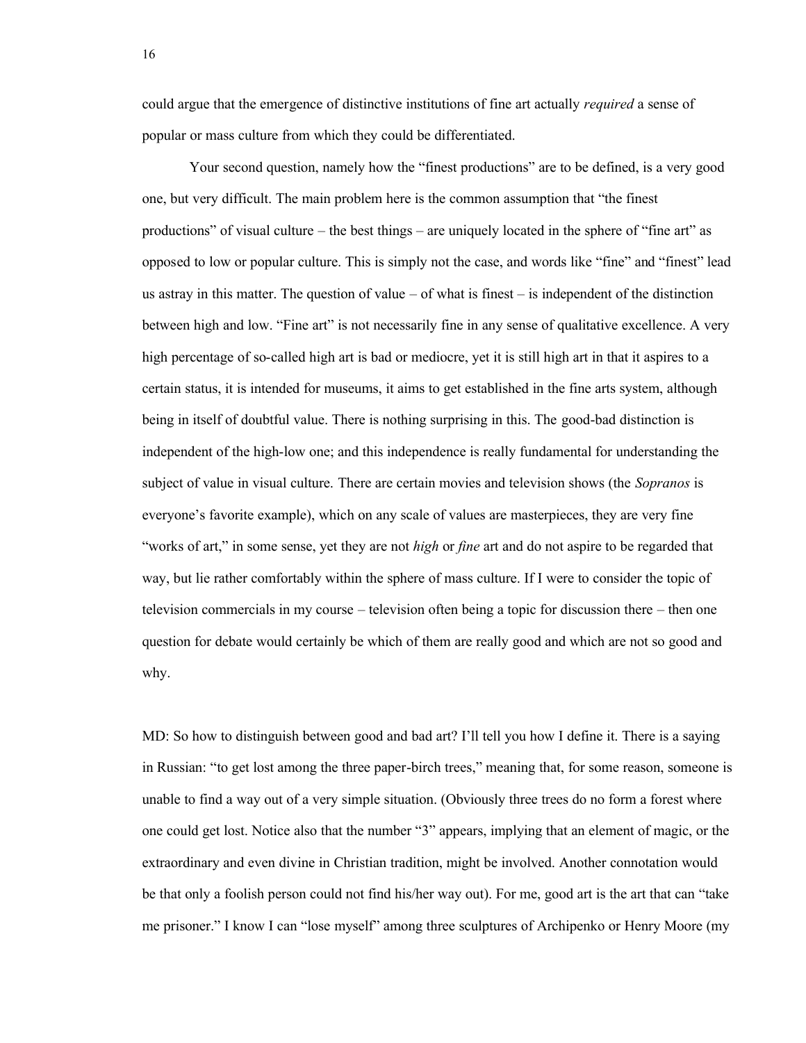could argue that the emergence of distinctive institutions of fine art actually *required* a sense of popular or mass culture from which they could be differentiated.

Your second question, namely how the "finest productions" are to be defined, is a very good one, but very difficult. The main problem here is the common assumption that "the finest productions" of visual culture – the best things – are uniquely located in the sphere of "fine art" as opposed to low or popular culture. This is simply not the case, and words like "fine" and "finest" lead us astray in this matter. The question of value – of what is finest – is independent of the distinction between high and low. "Fine art" is not necessarily fine in any sense of qualitative excellence. A very high percentage of so-called high art is bad or mediocre, yet it is still high art in that it aspires to a certain status, it is intended for museums, it aims to get established in the fine arts system, although being in itself of doubtful value. There is nothing surprising in this. The good-bad distinction is independent of the high-low one; and this independence is really fundamental for understanding the subject of value in visual culture. There are certain movies and television shows (the *Sopranos* is everyone's favorite example), which on any scale of values are masterpieces, they are very fine "works of art," in some sense, yet they are not *high* or *fine* art and do not aspire to be regarded that way, but lie rather comfortably within the sphere of mass culture. If I were to consider the topic of television commercials in my course – television often being a topic for discussion there – then one question for debate would certainly be which of them are really good and which are not so good and why.

MD: So how to distinguish between good and bad art? I'll tell you how I define it. There is a saying in Russian: "to get lost among the three paper-birch trees," meaning that, for some reason, someone is unable to find a way out of a very simple situation. (Obviously three trees do no form a forest where one could get lost. Notice also that the number "3" appears, implying that an element of magic, or the extraordinary and even divine in Christian tradition, might be involved. Another connotation would be that only a foolish person could not find his/her way out). For me, good art is the art that can "take me prisoner." I know I can "lose myself" among three sculptures of Archipenko or Henry Moore (my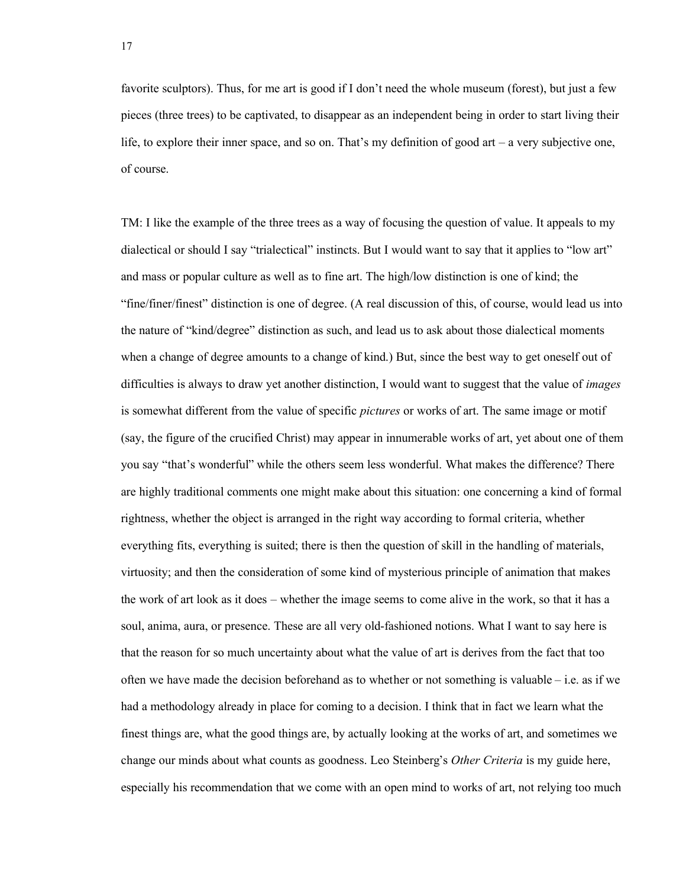favorite sculptors). Thus, for me art is good if I don't need the whole museum (forest), but just a few pieces (three trees) to be captivated, to disappear as an independent being in order to start living their life, to explore their inner space, and so on. That's my definition of good art – a very subjective one, of course.

TM: I like the example of the three trees as a way of focusing the question of value. It appeals to my dialectical or should I say "trialectical" instincts. But I would want to say that it applies to "low art" and mass or popular culture as well as to fine art. The high/low distinction is one of kind; the "fine/finer/finest" distinction is one of degree. (A real discussion of this, of course, would lead us into the nature of "kind/degree" distinction as such, and lead us to ask about those dialectical moments when a change of degree amounts to a change of kind.) But, since the best way to get oneself out of difficulties is always to draw yet another distinction, I would want to suggest that the value of *images* is somewhat different from the value of specific *pictures* or works of art. The same image or motif (say, the figure of the crucified Christ) may appear in innumerable works of art, yet about one of them you say "that's wonderful" while the others seem less wonderful. What makes the difference? There are highly traditional comments one might make about this situation: one concerning a kind of formal rightness, whether the object is arranged in the right way according to formal criteria, whether everything fits, everything is suited; there is then the question of skill in the handling of materials, virtuosity; and then the consideration of some kind of mysterious principle of animation that makes the work of art look as it does – whether the image seems to come alive in the work, so that it has a soul, anima, aura, or presence. These are all very old-fashioned notions. What I want to say here is that the reason for so much uncertainty about what the value of art is derives from the fact that too often we have made the decision beforehand as to whether or not something is valuable – i.e. as if we had a methodology already in place for coming to a decision. I think that in fact we learn what the finest things are, what the good things are, by actually looking at the works of art, and sometimes we change our minds about what counts as goodness. Leo Steinberg's *Other Criteria* is my guide here, especially his recommendation that we come with an open mind to works of art, not relying too much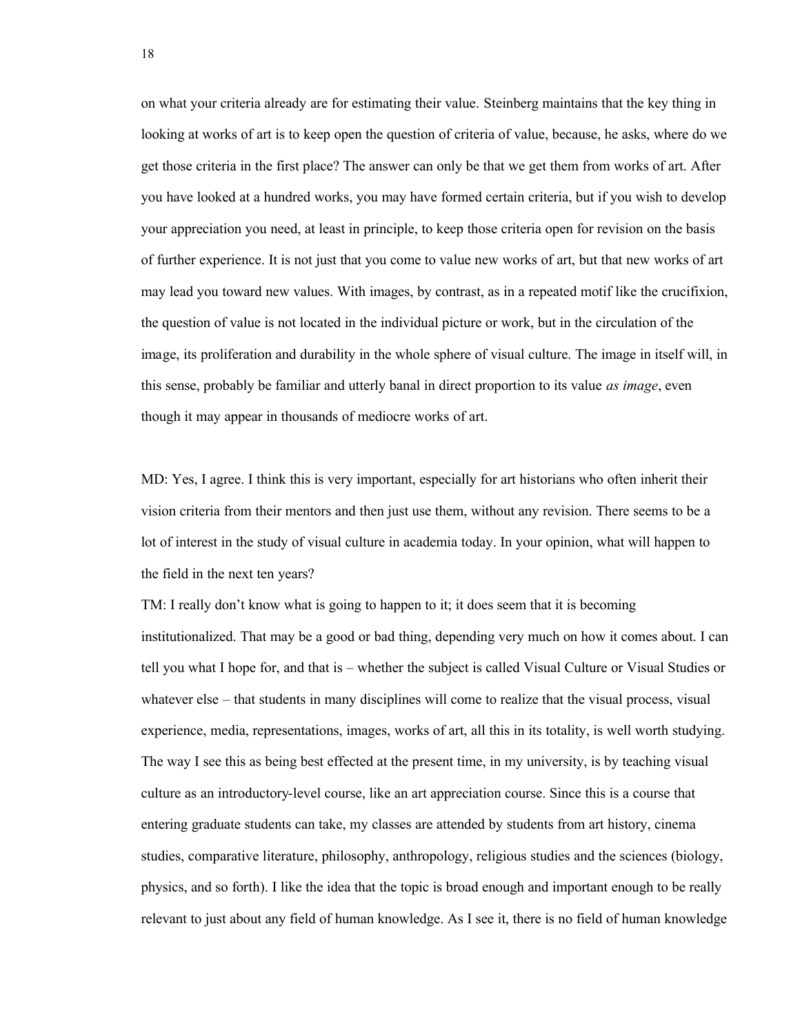on what your criteria already are for estimating their value. Steinberg maintains that the key thing in looking at works of art is to keep open the question of criteria of value, because, he asks, where do we get those criteria in the first place? The answer can only be that we get them from works of art. After you have looked at a hundred works, you may have formed certain criteria, but if you wish to develop your appreciation you need, at least in principle, to keep those criteria open for revision on the basis of further experience. It is not just that you come to value new works of art, but that new works of art may lead you toward new values. With images, by contrast, as in a repeated motif like the crucifixion, the question of value is not located in the individual picture or work, but in the circulation of the image, its proliferation and durability in the whole sphere of visual culture. The image in itself will, in this sense, probably be familiar and utterly banal in direct proportion to its value *as image*, even though it may appear in thousands of mediocre works of art.

MD: Yes, I agree. I think this is very important, especially for art historians who often inherit their vision criteria from their mentors and then just use them, without any revision. There seems to be a lot of interest in the study of visual culture in academia today. In your opinion, what will happen to the field in the next ten years?

TM: I really don't know what is going to happen to it; it does seem that it is becoming institutionalized. That may be a good or bad thing, depending very much on how it comes about. I can tell you what I hope for, and that is – whether the subject is called Visual Culture or Visual Studies or whatever else – that students in many disciplines will come to realize that the visual process, visual experience, media, representations, images, works of art, all this in its totality, is well worth studying. The way I see this as being best effected at the present time, in my university, is by teaching visual culture as an introductory-level course, like an art appreciation course. Since this is a course that entering graduate students can take, my classes are attended by students from art history, cinema studies, comparative literature, philosophy, anthropology, religious studies and the sciences (biology, physics, and so forth). I like the idea that the topic is broad enough and important enough to be really relevant to just about any field of human knowledge. As I see it, there is no field of human knowledge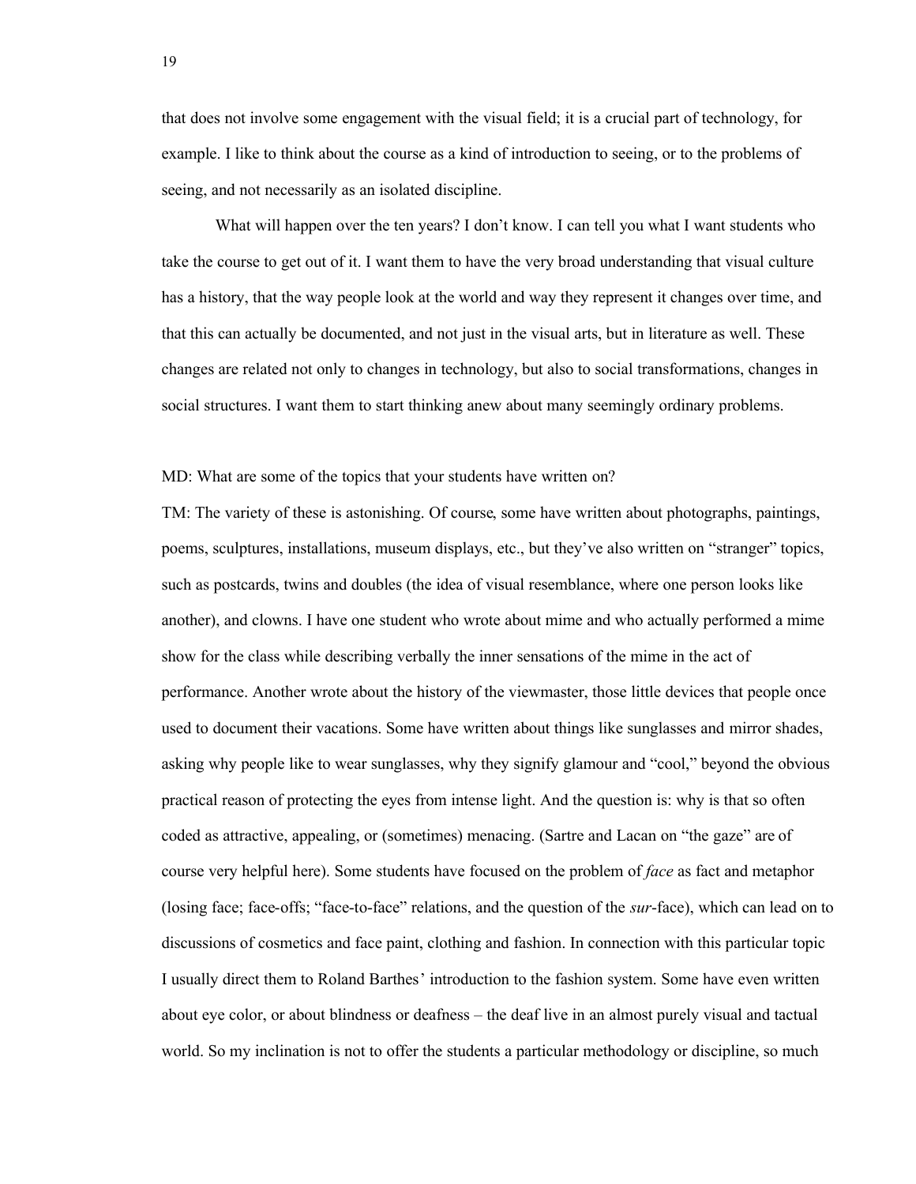that does not involve some engagement with the visual field; it is a crucial part of technology, for example. I like to think about the course as a kind of introduction to seeing, or to the problems of seeing, and not necessarily as an isolated discipline.

What will happen over the ten years? I don't know. I can tell you what I want students who take the course to get out of it. I want them to have the very broad understanding that visual culture has a history, that the way people look at the world and way they represent it changes over time, and that this can actually be documented, and not just in the visual arts, but in literature as well. These changes are related not only to changes in technology, but also to social transformations, changes in social structures. I want them to start thinking anew about many seemingly ordinary problems.

MD: What are some of the topics that your students have written on?

TM: The variety of these is astonishing. Of course, some have written about photographs, paintings, poems, sculptures, installations, museum displays, etc., but they've also written on "stranger" topics, such as postcards, twins and doubles (the idea of visual resemblance, where one person looks like another), and clowns. I have one student who wrote about mime and who actually performed a mime show for the class while describing verbally the inner sensations of the mime in the act of performance. Another wrote about the history of the viewmaster, those little devices that people once used to document their vacations. Some have written about things like sunglasses and mirror shades, asking why people like to wear sunglasses, why they signify glamour and "cool," beyond the obvious practical reason of protecting the eyes from intense light. And the question is: why is that so often coded as attractive, appealing, or (sometimes) menacing. (Sartre and Lacan on "the gaze" are of course very helpful here). Some students have focused on the problem of *face* as fact and metaphor (losing face; face-offs; "face-to-face" relations, and the question of the *sur*-face), which can lead on to discussions of cosmetics and face paint, clothing and fashion. In connection with this particular topic I usually direct them to Roland Barthes' introduction to the fashion system. Some have even written about eye color, or about blindness or deafness – the deaf live in an almost purely visual and tactual world. So my inclination is not to offer the students a particular methodology or discipline, so much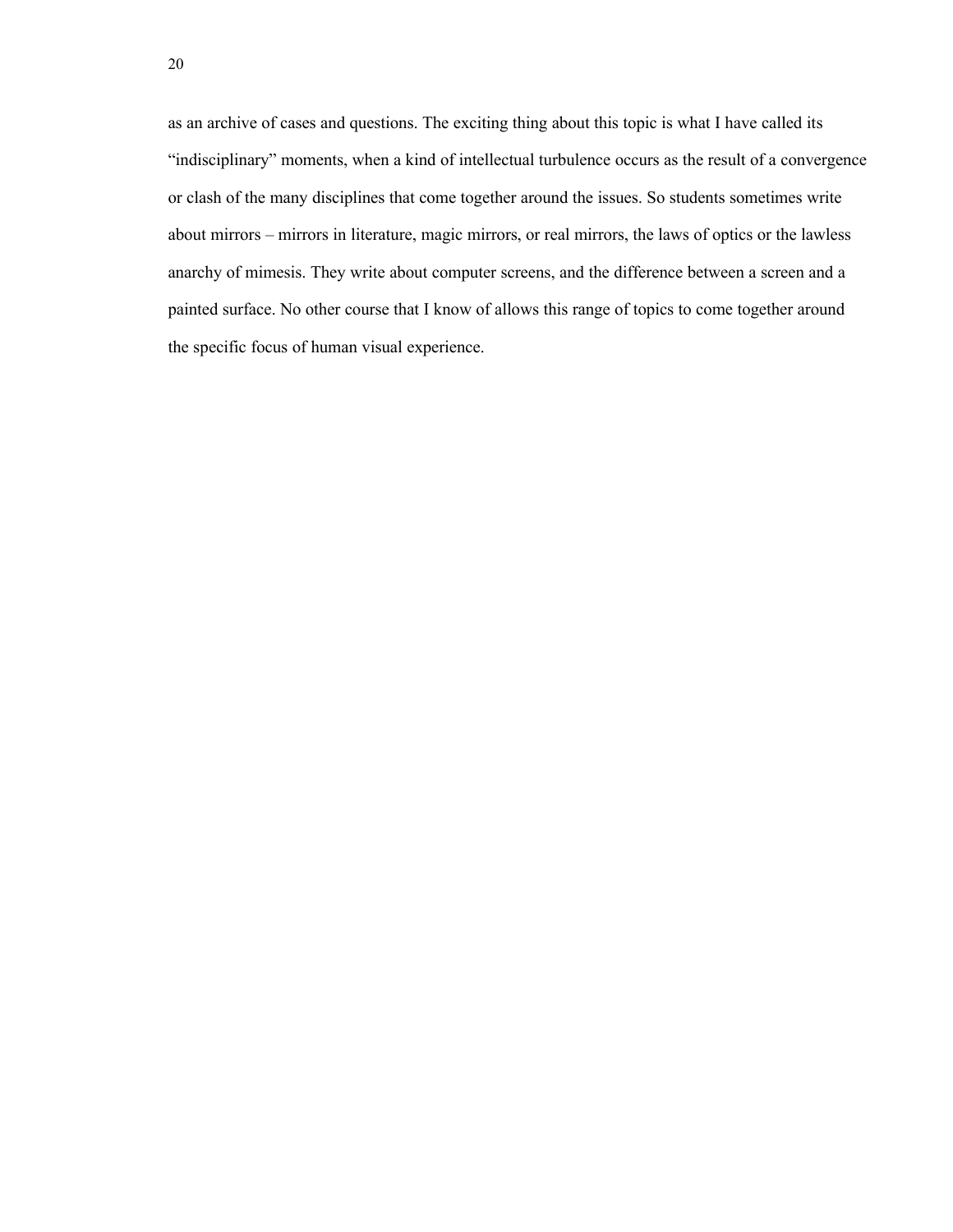as an archive of cases and questions. The exciting thing about this topic is what I have called its "indisciplinary" moments, when a kind of intellectual turbulence occurs as the result of a convergence or clash of the many disciplines that come together around the issues. So students sometimes write about mirrors – mirrors in literature, magic mirrors, or real mirrors, the laws of optics or the lawless anarchy of mimesis. They write about computer screens, and the difference between a screen and a painted surface. No other course that I know of allows this range of topics to come together around the specific focus of human visual experience.